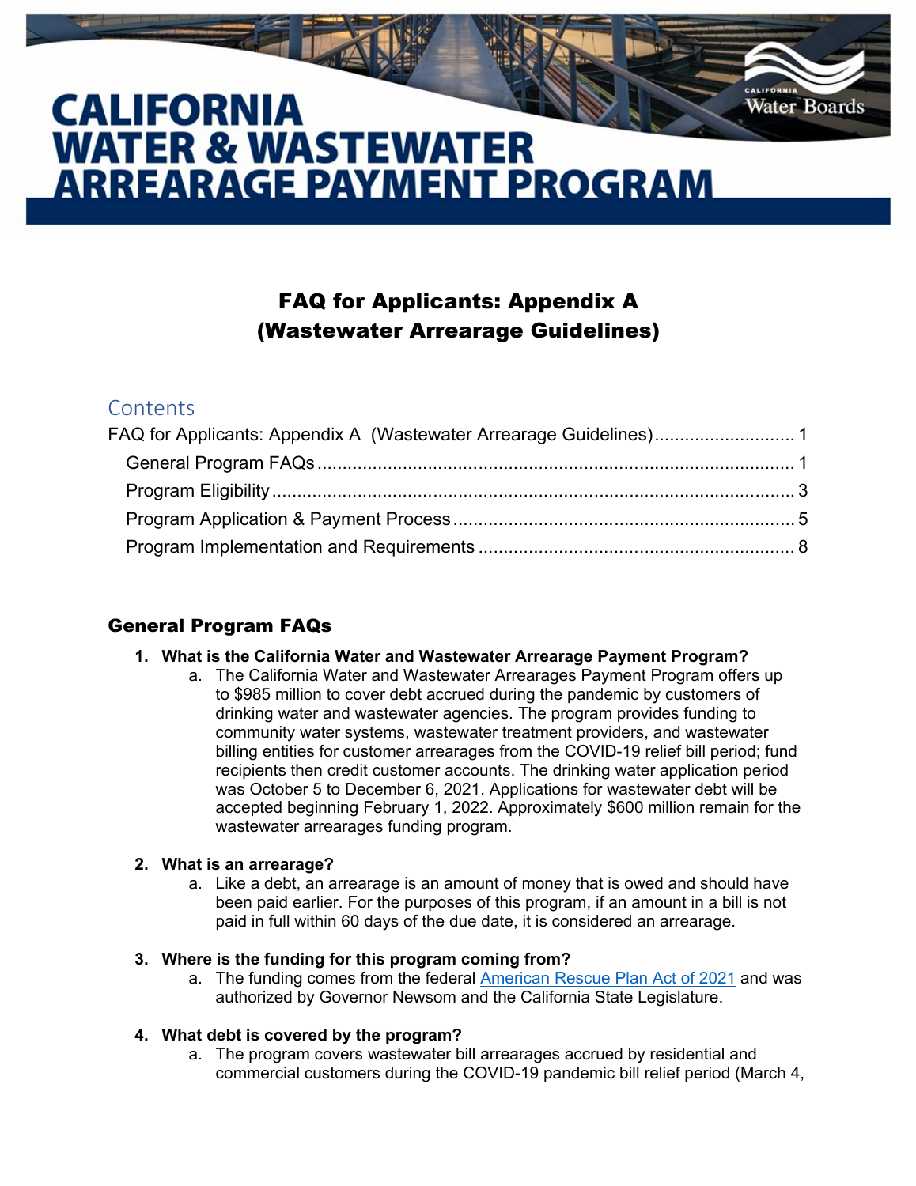# CALIFORNIA WATER & WASTEWATER ARREARAGE PAYMENT PROGRAM

## FAQ for Applicants: Appendix A (Wastewater Arrearage Guidelines)

### Contents

- FAQ for Applicants: Appendix A (Wastewater Arrearage Guidelines) .......... 1
  - General Program FAQs .......... 1
  - Program Eligibility .......... 3
  - Program Application & Payment Process .......... 5
  - Program Implementation and Requirements .......... 8

### General Program FAQs

1. **What is the California Water and Wastewater Arrearage Payment Program?**
   a. The California Water and Wastewater Arrearages Payment Program offers up to $985 million to cover debt accrued during the pandemic by customers of drinking water and wastewater agencies. The program provides funding to community water systems, wastewater treatment providers, and wastewater billing entities for customer arrearages from the COVID-19 relief bill period; fund recipients then credit customer accounts. The drinking water application period was October 5 to December 6, 2021. Applications for wastewater debt will be accepted beginning February 1, 2022. Approximately $600 million remain for the wastewater arrearages funding program.

2. **What is an arrearage?**
   a. Like a debt, an arrearage is an amount of money that is owed and should have been paid earlier. For the purposes of this program, if an amount in a bill is not paid in full within 60 days of the due date, it is considered an arrearage.

3. **Where is the funding for this program coming from?**
   a. The funding comes from the federal American Rescue Plan Act of 2021 and was authorized by Governor Newsom and the California State Legislature.

4. **What debt is covered by the program?**
   a. The program covers wastewater bill arrearages accrued by residential and commercial customers during the COVID-19 pandemic bill relief period (March 4,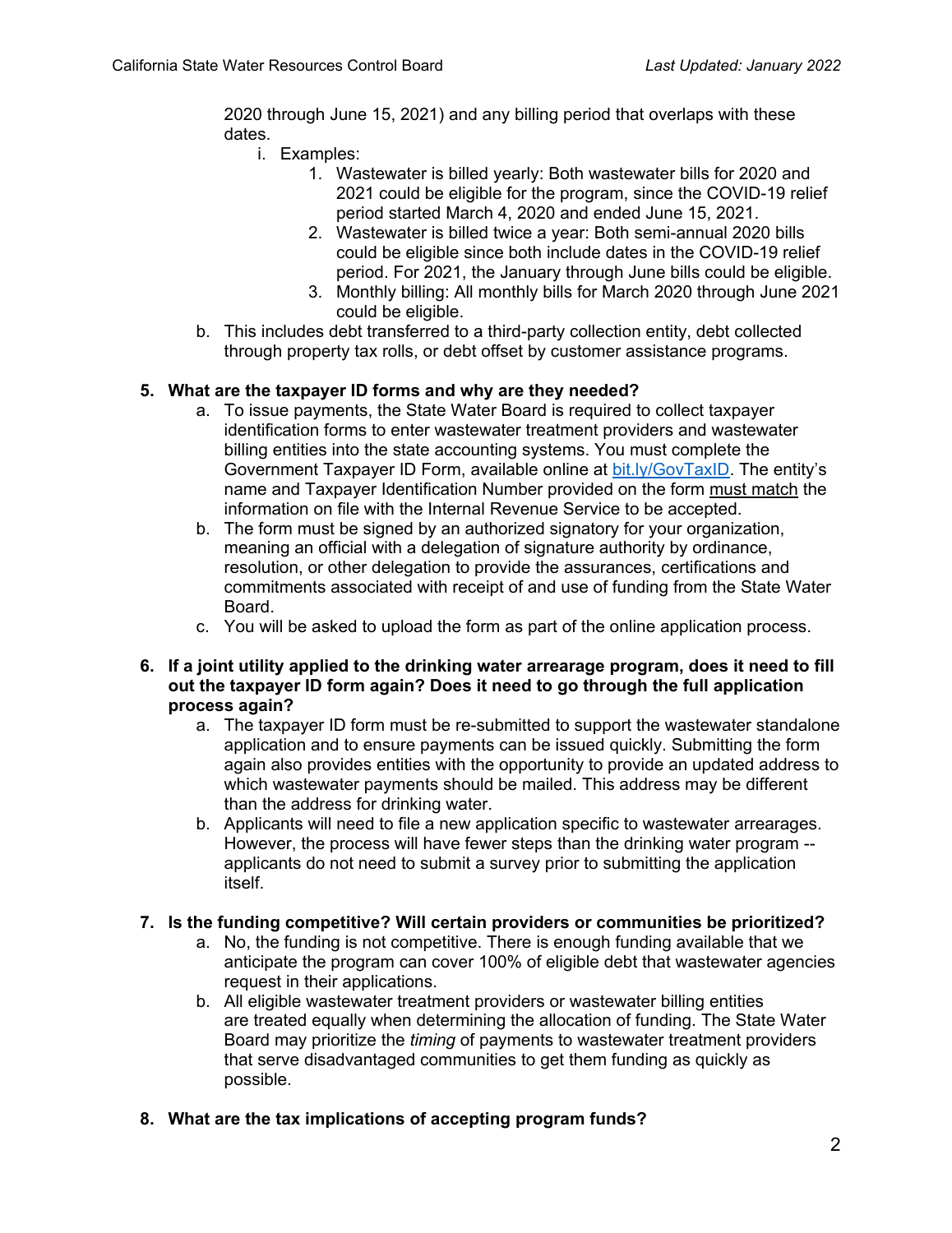2020 through June 15, 2021) and any billing period that overlaps with these dates.

   i. Examples:
      1. Wastewater is billed yearly: Both wastewater bills for 2020 and 2021 could be eligible for the program, since the COVID-19 relief period started March 4, 2020 and ended June 15, 2021.
      2. Wastewater is billed twice a year: Both semi-annual 2020 bills could be eligible since both include dates in the COVID-19 relief period. For 2021, the January through June bills could be eligible.
      3. Monthly billing: All monthly bills for March 2020 through June 2021 could be eligible.

b. This includes debt transferred to a third-party collection entity, debt collected through property tax rolls, or debt offset by customer assistance programs.

**5. What are the taxpayer ID forms and why are they needed?**

a. To issue payments, the State Water Board is required to collect taxpayer identification forms to enter wastewater treatment providers and wastewater billing entities into the state accounting systems. You must complete the Government Taxpayer ID Form, available online at [bit.ly/GovTaxID](https://bit.ly/GovTaxID). The entity's name and Taxpayer Identification Number provided on the form <u>must match</u> the information on file with the Internal Revenue Service to be accepted.

b. The form must be signed by an authorized signatory for your organization, meaning an official with a delegation of signature authority by ordinance, resolution, or other delegation to provide the assurances, certifications and commitments associated with receipt of and use of funding from the State Water Board.

c. You will be asked to upload the form as part of the online application process.

**6. If a joint utility applied to the drinking water arrearage program, does it need to fill out the taxpayer ID form again? Does it need to go through the full application process again?**

a. The taxpayer ID form must be re-submitted to support the wastewater standalone application and to ensure payments can be issued quickly. Submitting the form again also provides entities with the opportunity to provide an updated address to which wastewater payments should be mailed. This address may be different than the address for drinking water.

b. Applicants will need to file a new application specific to wastewater arrearages. However, the process will have fewer steps than the drinking water program -- applicants do not need to submit a survey prior to submitting the application itself.

**7. Is the funding competitive? Will certain providers or communities be prioritized?**

a. No, the funding is not competitive. There is enough funding available that we anticipate the program can cover 100% of eligible debt that wastewater agencies request in their applications.

b. All eligible wastewater treatment providers or wastewater billing entities are treated equally when determining the allocation of funding. The State Water Board may prioritize the *timing* of payments to wastewater treatment providers that serve disadvantaged communities to get them funding as quickly as possible.

**8. What are the tax implications of accepting program funds?**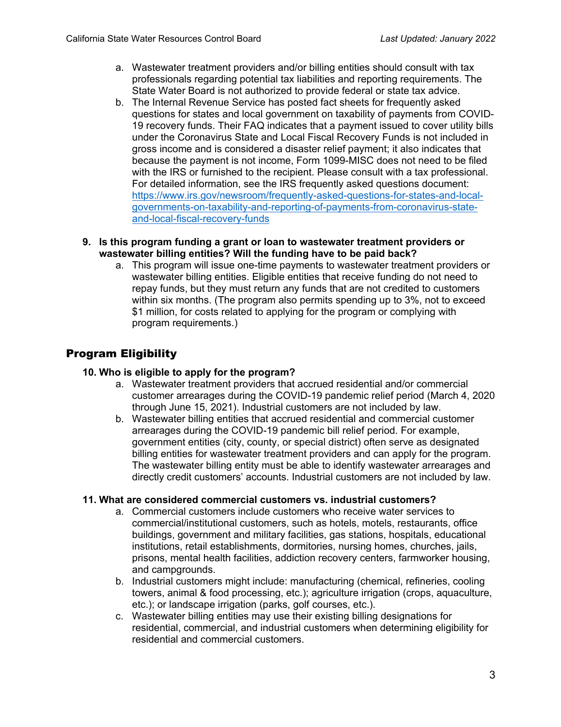a. Wastewater treatment providers and/or billing entities should consult with tax professionals regarding potential tax liabilities and reporting requirements. The State Water Board is not authorized to provide federal or state tax advice.
   b. The Internal Revenue Service has posted fact sheets for frequently asked questions for states and local government on taxability of payments from COVID-19 recovery funds. Their FAQ indicates that a payment issued to cover utility bills under the Coronavirus State and Local Fiscal Recovery Funds is not included in gross income and is considered a disaster relief payment; it also indicates that because the payment is not income, Form 1099-MISC does not need to be filed with the IRS or furnished to the recipient. Please consult with a tax professional. For detailed information, see the IRS frequently asked questions document: [https://www.irs.gov/newsroom/frequently-asked-questions-for-states-and-local-governments-on-taxability-and-reporting-of-payments-from-coronavirus-state-and-local-fiscal-recovery-funds](https://www.irs.gov/newsroom/frequently-asked-questions-for-states-and-local-governments-on-taxability-and-reporting-of-payments-from-coronavirus-state-and-local-fiscal-recovery-funds)

**9. Is this program funding a grant or loan to wastewater treatment providers or wastewater billing entities? Will the funding have to be paid back?**

   a. This program will issue one-time payments to wastewater treatment providers or wastewater billing entities. Eligible entities that receive funding do not need to repay funds, but they must return any funds that are not credited to customers within six months. (The program also permits spending up to 3%, not to exceed $1 million, for costs related to applying for the program or complying with program requirements.)

## Program Eligibility

**10. Who is eligible to apply for the program?**

   a. Wastewater treatment providers that accrued residential and/or commercial customer arrearages during the COVID-19 pandemic relief period (March 4, 2020 through June 15, 2021). Industrial customers are not included by law.
   b. Wastewater billing entities that accrued residential and commercial customer arrearages during the COVID-19 pandemic bill relief period. For example, government entities (city, county, or special district) often serve as designated billing entities for wastewater treatment providers and can apply for the program. The wastewater billing entity must be able to identify wastewater arrearages and directly credit customers' accounts. Industrial customers are not included by law.

**11. What are considered commercial customers vs. industrial customers?**

   a. Commercial customers include customers who receive water services to commercial/institutional customers, such as hotels, motels, restaurants, office buildings, government and military facilities, gas stations, hospitals, educational institutions, retail establishments, dormitories, nursing homes, churches, jails, prisons, mental health facilities, addiction recovery centers, farmworker housing, and campgrounds.
   b. Industrial customers might include: manufacturing (chemical, refineries, cooling towers, animal & food processing, etc.); agriculture irrigation (crops, aquaculture, etc.); or landscape irrigation (parks, golf courses, etc.).
   c. Wastewater billing entities may use their existing billing designations for residential, commercial, and industrial customers when determining eligibility for residential and commercial customers.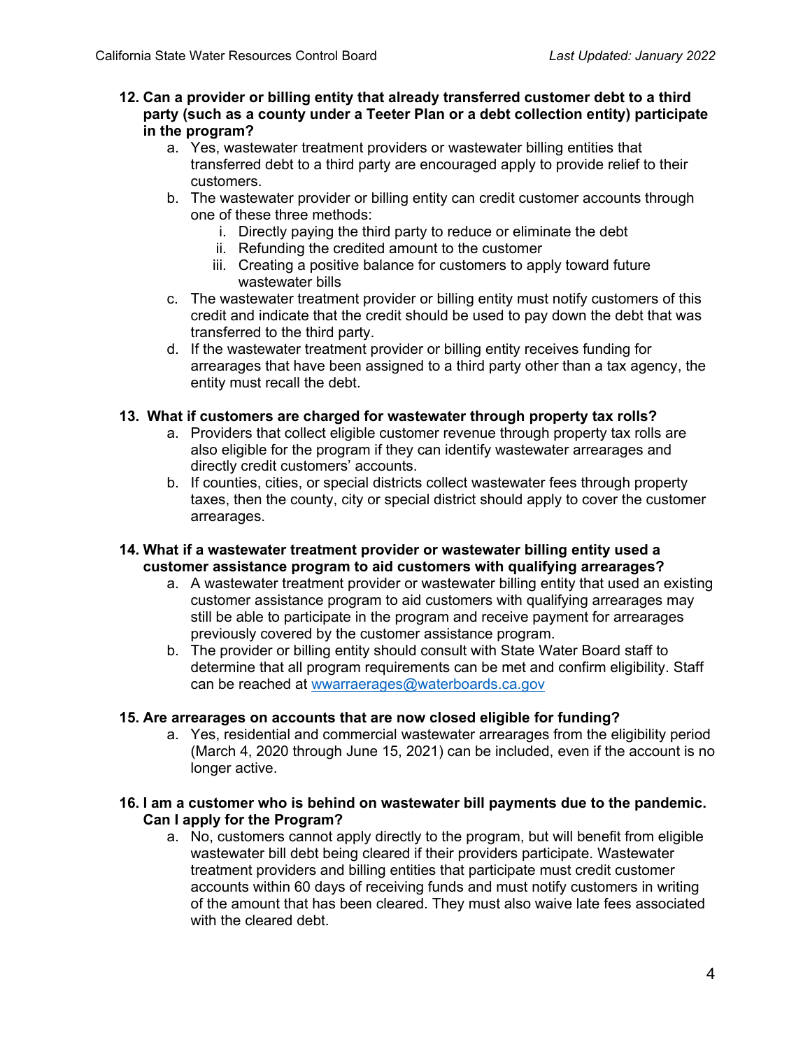**12. Can a provider or billing entity that already transferred customer debt to a third party (such as a county under a Teeter Plan or a debt collection entity) participate in the program?**

   a. Yes, wastewater treatment providers or wastewater billing entities that transferred debt to a third party are encouraged apply to provide relief to their customers.

   b. The wastewater provider or billing entity can credit customer accounts through one of these three methods:

      i. Directly paying the third party to reduce or eliminate the debt

      ii. Refunding the credited amount to the customer

      iii. Creating a positive balance for customers to apply toward future wastewater bills

   c. The wastewater treatment provider or billing entity must notify customers of this credit and indicate that the credit should be used to pay down the debt that was transferred to the third party.

   d. If the wastewater treatment provider or billing entity receives funding for arrearages that have been assigned to a third party other than a tax agency, the entity must recall the debt.

**13. What if customers are charged for wastewater through property tax rolls?**

   a. Providers that collect eligible customer revenue through property tax rolls are also eligible for the program if they can identify wastewater arrearages and directly credit customers' accounts.

   b. If counties, cities, or special districts collect wastewater fees through property taxes, then the county, city or special district should apply to cover the customer arrearages.

**14. What if a wastewater treatment provider or wastewater billing entity used a customer assistance program to aid customers with qualifying arrearages?**

   a. A wastewater treatment provider or wastewater billing entity that used an existing customer assistance program to aid customers with qualifying arrearages may still be able to participate in the program and receive payment for arrearages previously covered by the customer assistance program.

   b. The provider or billing entity should consult with State Water Board staff to determine that all program requirements can be met and confirm eligibility. Staff can be reached at [wwarraerages@waterboards.ca.gov](mailto:wwarraerages@waterboards.ca.gov)

**15. Are arrearages on accounts that are now closed eligible for funding?**

   a. Yes, residential and commercial wastewater arrearages from the eligibility period (March 4, 2020 through June 15, 2021) can be included, even if the account is no longer active.

**16. I am a customer who is behind on wastewater bill payments due to the pandemic. Can I apply for the Program?**

   a. No, customers cannot apply directly to the program, but will benefit from eligible wastewater bill debt being cleared if their providers participate. Wastewater treatment providers and billing entities that participate must credit customer accounts within 60 days of receiving funds and must notify customers in writing of the amount that has been cleared. They must also waive late fees associated with the cleared debt.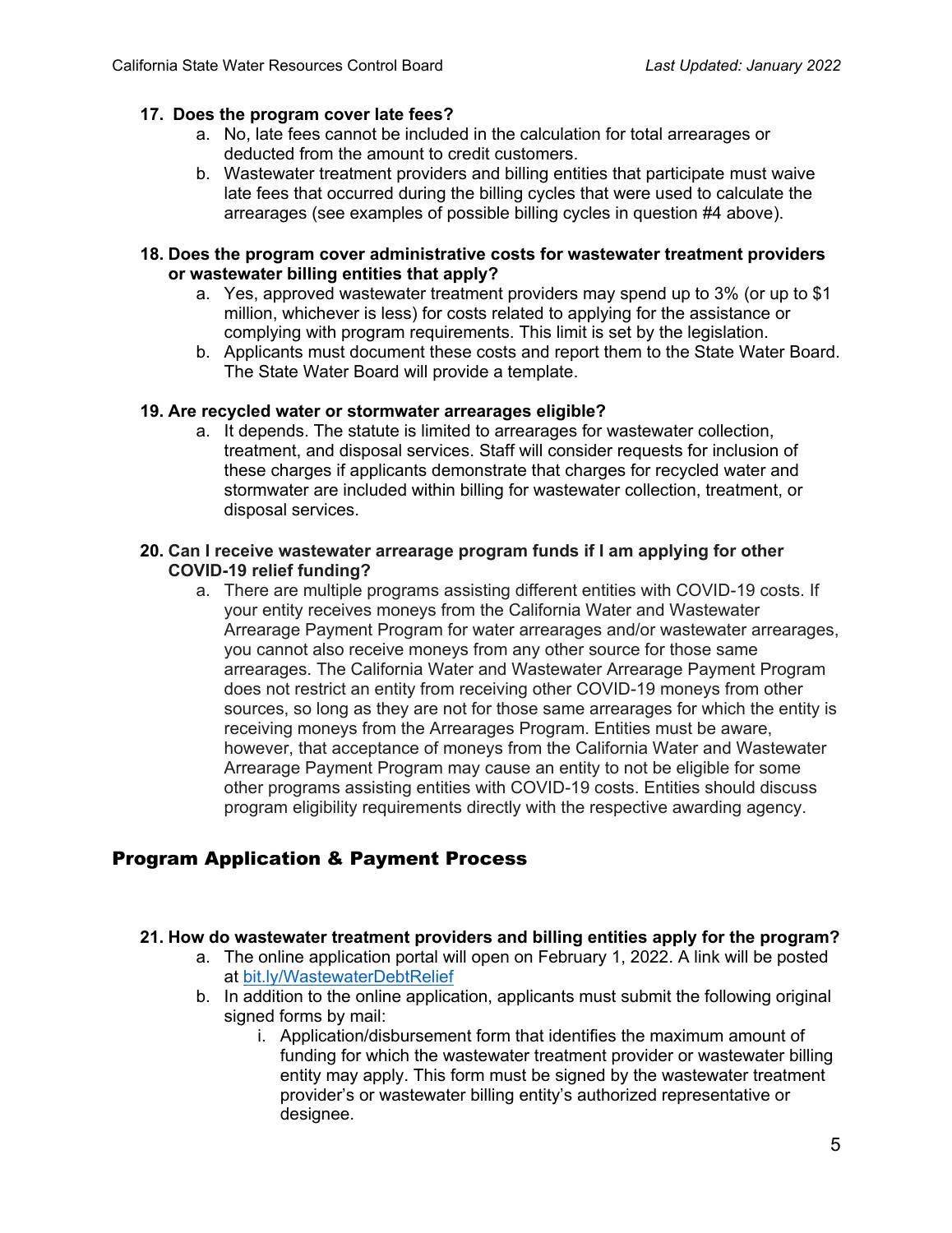**17. Does the program cover late fees?**

a. No, late fees cannot be included in the calculation for total arrearages or deducted from the amount to credit customers.

b. Wastewater treatment providers and billing entities that participate must waive late fees that occurred during the billing cycles that were used to calculate the arrearages (see examples of possible billing cycles in question #4 above).

**18. Does the program cover administrative costs for wastewater treatment providers or wastewater billing entities that apply?**

a. Yes, approved wastewater treatment providers may spend up to 3% (or up to $1 million, whichever is less) for costs related to applying for the assistance or complying with program requirements. This limit is set by the legislation.

b. Applicants must document these costs and report them to the State Water Board. The State Water Board will provide a template.

**19. Are recycled water or stormwater arrearages eligible?**

a. It depends. The statute is limited to arrearages for wastewater collection, treatment, and disposal services. Staff will consider requests for inclusion of these charges if applicants demonstrate that charges for recycled water and stormwater are included within billing for wastewater collection, treatment, or disposal services.

**20. Can I receive wastewater arrearage program funds if I am applying for other COVID-19 relief funding?**

a. There are multiple programs assisting different entities with COVID-19 costs. If your entity receives moneys from the California Water and Wastewater Arrearage Payment Program for water arrearages and/or wastewater arrearages, you cannot also receive moneys from any other source for those same arrearages. The California Water and Wastewater Arrearage Payment Program does not restrict an entity from receiving other COVID-19 moneys from other sources, so long as they are not for those same arrearages for which the entity is receiving moneys from the Arrearages Program. Entities must be aware, however, that acceptance of moneys from the California Water and Wastewater Arrearage Payment Program may cause an entity to not be eligible for some other programs assisting entities with COVID-19 costs. Entities should discuss program eligibility requirements directly with the respective awarding agency.

## Program Application & Payment Process

**21. How do wastewater treatment providers and billing entities apply for the program?**

a. The online application portal will open on February 1, 2022. A link will be posted at [bit.ly/WastewaterDebtRelief](https://bit.ly/WastewaterDebtRelief)

b. In addition to the online application, applicants must submit the following original signed forms by mail:

   i. Application/disbursement form that identifies the maximum amount of funding for which the wastewater treatment provider or wastewater billing entity may apply. This form must be signed by the wastewater treatment provider's or wastewater billing entity's authorized representative or designee.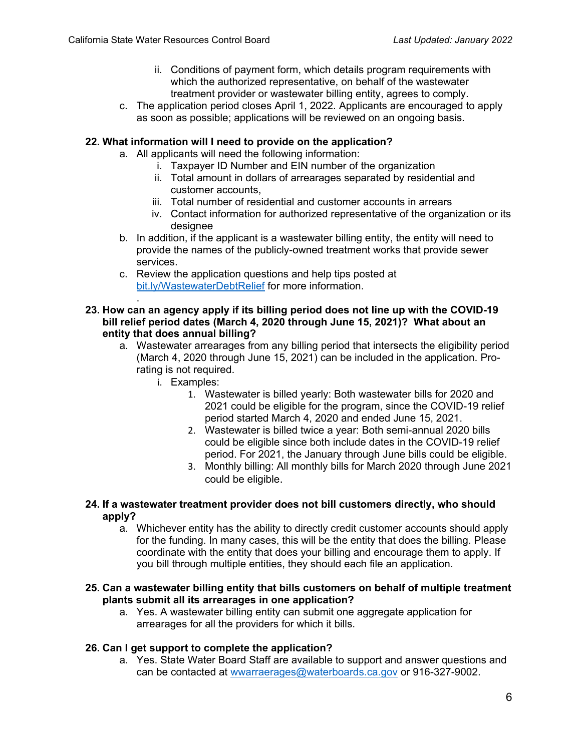ii. Conditions of payment form, which details program requirements with which the authorized representative, on behalf of the wastewater treatment provider or wastewater billing entity, agrees to comply.

c. The application period closes April 1, 2022. Applicants are encouraged to apply as soon as possible; applications will be reviewed on an ongoing basis.

**22. What information will I need to provide on the application?**

a. All applicants will need the following information:
   i. Taxpayer ID Number and EIN number of the organization
   ii. Total amount in dollars of arrearages separated by residential and customer accounts,
   iii. Total number of residential and customer accounts in arrears
   iv. Contact information for authorized representative of the organization or its designee

b. In addition, if the applicant is a wastewater billing entity, the entity will need to provide the names of the publicly-owned treatment works that provide sewer services.

c. Review the application questions and help tips posted at [bit.ly/WastewaterDebtRelief](bit.ly/WastewaterDebtRelief) for more information.

.

**23. How can an agency apply if its billing period does not line up with the COVID-19 bill relief period dates (March 4, 2020 through June 15, 2021)? What about an entity that does annual billing?**

a. Wastewater arrearages from any billing period that intersects the eligibility period (March 4, 2020 through June 15, 2021) can be included in the application. Pro-rating is not required.
   i. Examples:
      1. Wastewater is billed yearly: Both wastewater bills for 2020 and 2021 could be eligible for the program, since the COVID-19 relief period started March 4, 2020 and ended June 15, 2021.
      2. Wastewater is billed twice a year: Both semi-annual 2020 bills could be eligible since both include dates in the COVID-19 relief period. For 2021, the January through June bills could be eligible.
      3. Monthly billing: All monthly bills for March 2020 through June 2021 could be eligible.

**24. If a wastewater treatment provider does not bill customers directly, who should apply?**

a. Whichever entity has the ability to directly credit customer accounts should apply for the funding. In many cases, this will be the entity that does the billing. Please coordinate with the entity that does your billing and encourage them to apply. If you bill through multiple entities, they should each file an application.

**25. Can a wastewater billing entity that bills customers on behalf of multiple treatment plants submit all its arrearages in one application?**

a. Yes. A wastewater billing entity can submit one aggregate application for arrearages for all the providers for which it bills.

**26. Can I get support to complete the application?**

a. Yes. State Water Board Staff are available to support and answer questions and can be contacted at [wwarraerages@waterboards.ca.gov](mailto:wwarraerages@waterboards.ca.gov) or 916-327-9002.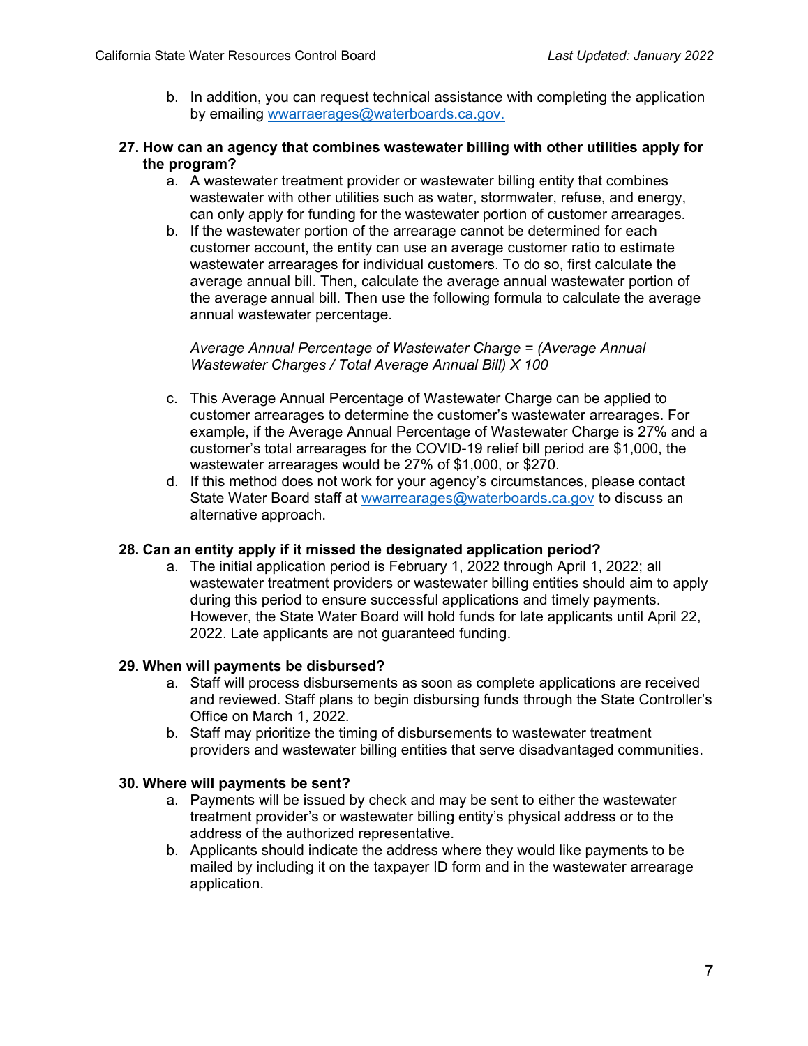b. In addition, you can request technical assistance with completing the application by emailing [wwarraerages@waterboards.ca.gov.](mailto:wwarraerages@waterboards.ca.gov)

**27. How can an agency that combines wastewater billing with other utilities apply for the program?**

a. A wastewater treatment provider or wastewater billing entity that combines wastewater with other utilities such as water, stormwater, refuse, and energy, can only apply for funding for the wastewater portion of customer arrearages.

b. If the wastewater portion of the arrearage cannot be determined for each customer account, the entity can use an average customer ratio to estimate wastewater arrearages for individual customers. To do so, first calculate the average annual bill. Then, calculate the average annual wastewater portion of the average annual bill. Then use the following formula to calculate the average annual wastewater percentage.

*Average Annual Percentage of Wastewater Charge = (Average Annual Wastewater Charges / Total Average Annual Bill) X 100*

c. This Average Annual Percentage of Wastewater Charge can be applied to customer arrearages to determine the customer's wastewater arrearages. For example, if the Average Annual Percentage of Wastewater Charge is 27% and a customer's total arrearages for the COVID-19 relief bill period are $1,000, the wastewater arrearages would be 27% of $1,000, or $270.

d. If this method does not work for your agency's circumstances, please contact State Water Board staff at [wwarrearages@waterboards.ca.gov](mailto:wwarrearages@waterboards.ca.gov) to discuss an alternative approach.

**28. Can an entity apply if it missed the designated application period?**

a. The initial application period is February 1, 2022 through April 1, 2022; all wastewater treatment providers or wastewater billing entities should aim to apply during this period to ensure successful applications and timely payments. However, the State Water Board will hold funds for late applicants until April 22, 2022. Late applicants are not guaranteed funding.

**29. When will payments be disbursed?**

a. Staff will process disbursements as soon as complete applications are received and reviewed. Staff plans to begin disbursing funds through the State Controller's Office on March 1, 2022.

b. Staff may prioritize the timing of disbursements to wastewater treatment providers and wastewater billing entities that serve disadvantaged communities.

**30. Where will payments be sent?**

a. Payments will be issued by check and may be sent to either the wastewater treatment provider's or wastewater billing entity's physical address or to the address of the authorized representative.

b. Applicants should indicate the address where they would like payments to be mailed by including it on the taxpayer ID form and in the wastewater arrearage application.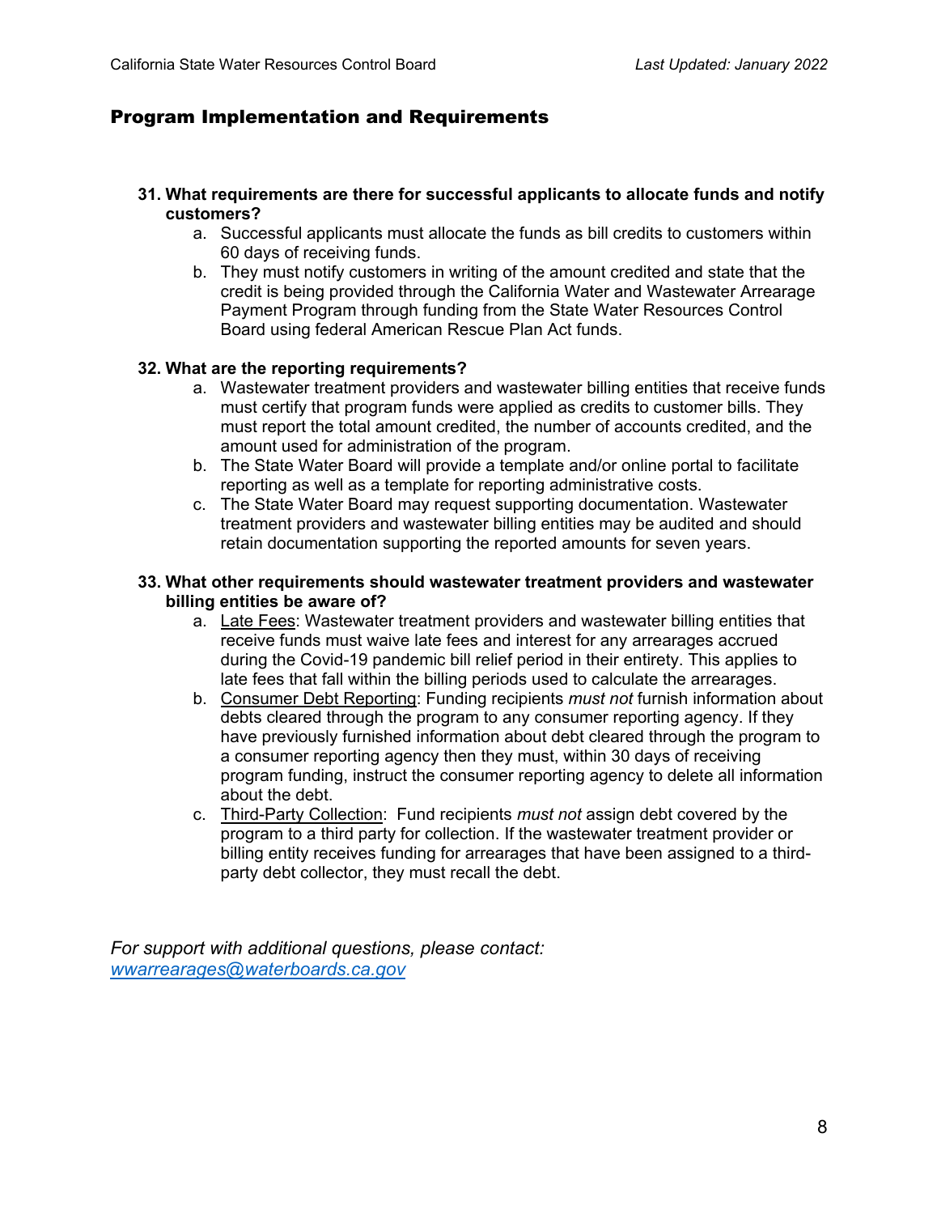## Program Implementation and Requirements

31. **What requirements are there for successful applicants to allocate funds and notify customers?**
    a. Successful applicants must allocate the funds as bill credits to customers within 60 days of receiving funds.
    b. They must notify customers in writing of the amount credited and state that the credit is being provided through the California Water and Wastewater Arrearage Payment Program through funding from the State Water Resources Control Board using federal American Rescue Plan Act funds.

32. **What are the reporting requirements?**
    a. Wastewater treatment providers and wastewater billing entities that receive funds must certify that program funds were applied as credits to customer bills. They must report the total amount credited, the number of accounts credited, and the amount used for administration of the program.
    b. The State Water Board will provide a template and/or online portal to facilitate reporting as well as a template for reporting administrative costs.
    c. The State Water Board may request supporting documentation. Wastewater treatment providers and wastewater billing entities may be audited and should retain documentation supporting the reported amounts for seven years.

33. **What other requirements should wastewater treatment providers and wastewater billing entities be aware of?**
    a. <u>Late Fees</u>: Wastewater treatment providers and wastewater billing entities that receive funds must waive late fees and interest for any arrearages accrued during the Covid-19 pandemic bill relief period in their entirety. This applies to late fees that fall within the billing periods used to calculate the arrearages.
    b. <u>Consumer Debt Reporting</u>: Funding recipients *must not* furnish information about debts cleared through the program to any consumer reporting agency. If they have previously furnished information about debt cleared through the program to a consumer reporting agency then they must, within 30 days of receiving program funding, instruct the consumer reporting agency to delete all information about the debt.
    c. <u>Third-Party Collection</u>: Fund recipients *must not* assign debt covered by the program to a third party for collection. If the wastewater treatment provider or billing entity receives funding for arrearages that have been assigned to a third-party debt collector, they must recall the debt.

*For support with additional questions, please contact:*
*wwarrearages@waterboards.ca.gov*